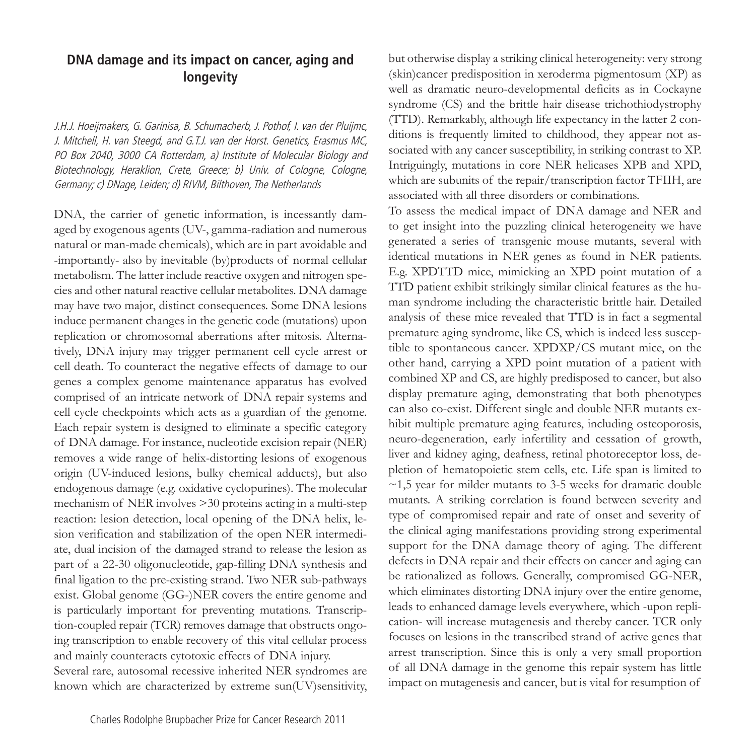## DNA damage and its impact on cancer, aging and longevity

*J.H.J. Hoeijmakers, G. Garinisa, B. Schumacherb, J. Pothof, I. van der Pluijmc, J. Mitchell, H. van Steegd, and G.T.J. van der Horst. Genetics, Erasmus MC, PO Box 2040, 3000 CA Rotterdam, a) Institute of Molecular Biology and Biotechnology, Heraklion, Crete, Greece; b) Univ. of Cologne, Cologne, Germany; c) DNage, Leiden; d) RIVM, Bilthoven, The Netherlands*

DNA, the carrier of genetic information, is incessantly damaged by exogenous agents (UV-, gamma-radiation and numerous natural or man-made chemicals), which are in part avoidable and -importantly- also by inevitable (by)products of normal cellular metabolism. The latter include reactive oxygen and nitrogen species and other natural reactive cellular metabolites. DNA damage may have two major, distinct consequences. Some DNA lesions induce permanent changes in the genetic code (mutations) upon replication or chromosomal aberrations after mitosis. Alternatively, DNA injury may trigger permanent cell cycle arrest or cell death. To counteract the negative effects of damage to our genes a complex genome maintenance apparatus has evolved comprised of an intricate network of DNA repair systems and cell cycle checkpoints which acts as a guardian of the genome. Each repair system is designed to eliminate a specific category of DNA damage. For instance, nucleotide excision repair (NER) removes a wide range of helix-distorting lesions of exogenous origin (UV-induced lesions, bulky chemical adducts), but also endogenous damage (e.g. oxidative cyclopurines). The molecular mechanism of NER involves >30 proteins acting in a multi-step reaction: lesion detection, local opening of the DNA helix, lesion verification and stabilization of the open NER intermediate, dual incision of the damaged strand to release the lesion as part of a 22-30 oligonucleotide, gap-filling DNA synthesis and final ligation to the pre-existing strand. Two NER sub-pathways exist. Global genome (GG-)NER covers the entire genome and is particularly important for preventing mutations. Transcription-coupled repair (TCR) removes damage that obstructs ongoing transcription to enable recovery of this vital cellular process and mainly counteracts cytotoxic effects of DNA injury.

Several rare, autosomal recessive inherited NER syndromes are known which are characterized by extreme sun(UV)sensitivity, but otherwise display a striking clinical heterogeneity: very strong (skin)cancer predisposition in xeroderma pigmentosum (XP) as well as dramatic neuro-developmental deficits as in Cockayne syndrome (CS) and the brittle hair disease trichothiodystrophy (TTD). Remarkably, although life expectancy in the latter 2 conditions is frequently limited to childhood, they appear not associated with any cancer susceptibility, in striking contrast to XP. Intriguingly, mutations in core NER helicases XPB and XPD, which are subunits of the repair/transcription factor TFIIH, are associated with all three disorders or combinations.

To assess the medical impact of DNA damage and NER and to get insight into the puzzling clinical heterogeneity we have generated a series of transgenic mouse mutants, several with identical mutations in NER genes as found in NER patients. E.g. XPDTTD mice, mimicking an XPD point mutation of a TTD patient exhibit strikingly similar clinical features as the human syndrome including the characteristic brittle hair. Detailed analysis of these mice revealed that TTD is in fact a segmental premature aging syndrome, like CS, which is indeed less susceptible to spontaneous cancer. XPDXP/CS mutant mice, on the other hand, carrying a XPD point mutation of a patient with combined XP and CS, are highly predisposed to cancer, but also display premature aging, demonstrating that both phenotypes can also co-exist. Different single and double NER mutants exhibit multiple premature aging features, including osteoporosis, neuro-degeneration, early infertility and cessation of growth, liver and kidney aging, deafness, retinal photoreceptor loss, depletion of hematopoietic stem cells, etc. Life span is limited to ~1,5 year for milder mutants to 3-5 weeks for dramatic double mutants. A striking correlation is found between severity and type of compromised repair and rate of onset and severity of the clinical aging manifestations providing strong experimental support for the DNA damage theory of aging. The different defects in DNA repair and their effects on cancer and aging can be rationalized as follows. Generally, compromised GG-NER, which eliminates distorting DNA injury over the entire genome, leads to enhanced damage levels everywhere, which -upon replication- will increase mutagenesis and thereby cancer. TCR only focuses on lesions in the transcribed strand of active genes that arrest transcription. Since this is only a very small proportion of all DNA damage in the genome this repair system has little impact on mutagenesis and cancer, but is vital for resumption of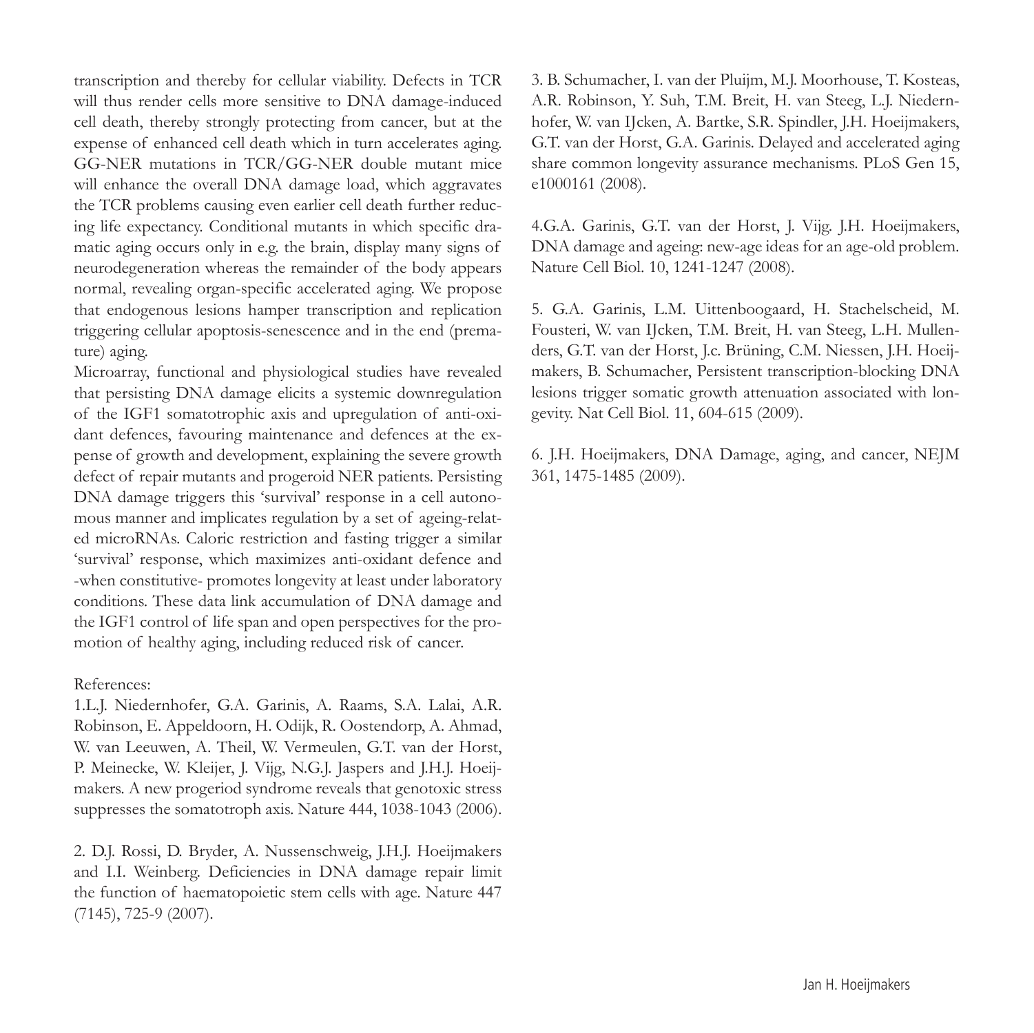transcription and thereby for cellular viability. Defects in TCR will thus render cells more sensitive to DNA damage-induced cell death, thereby strongly protecting from cancer, but at the expense of enhanced cell death which in turn accelerates aging. GG-NER mutations in TCR/GG-NER double mutant mice will enhance the overall DNA damage load, which aggravates the TCR problems causing even earlier cell death further reducing life expectancy. Conditional mutants in which specific dramatic aging occurs only in e.g. the brain, display many signs of neurodegeneration whereas the remainder of the body appears normal, revealing organ-specific accelerated aging. We propose that endogenous lesions hamper transcription and replication triggering cellular apoptosis-senescence and in the end (premature) aging.

Microarray, functional and physiological studies have revealed that persisting DNA damage elicits a systemic downregulation of the IGF1 somatotrophic axis and upregulation of anti-oxidant defences, favouring maintenance and defences at the expense of growth and development, explaining the severe growth defect of repair mutants and progeroid NER patients. Persisting DNA damage triggers this 'survival' response in a cell autonomous manner and implicates regulation by a set of ageing-related microRNAs. Caloric restriction and fasting trigger a similar 'survival' response, which maximizes anti-oxidant defence and -when constitutive- promotes longevity at least under laboratory conditions. These data link accumulation of DNA damage and the IGF1 control of life span and open perspectives for the promotion of healthy aging, including reduced risk of cancer.

References:

1.L.J. Niedernhofer, G.A. Garinis, A. Raams, S.A. Lalai, A.R. Robinson, E. Appeldoorn, H. Odijk, R. Oostendorp, A. Ahmad, W. van Leeuwen, A. Theil, W. Vermeulen, G.T. van der Horst, P. Meinecke, W. Kleijer, J. Vijg, N.G.J. Jaspers and J.H.J. Hoeijmakers. A new progeriod syndrome reveals that genotoxic stress suppresses the somatotroph axis. Nature 444, 1038-1043 (2006).

2. D.J. Rossi, D. Bryder, A. Nussenschweig, J.H.J. Hoeijmakers and I.I. Weinberg. Deficiencies in DNA damage repair limit the function of haematopoietic stem cells with age. Nature 447 (7145), 725-9 (2007).

3. B. Schumacher, I. van der Pluijm, M.J. Moorhouse, T. Kosteas, A.R. Robinson, Y. Suh, T.M. Breit, H. van Steeg, L.J. Niedernhofer, W. van IJcken, A. Bartke, S.R. Spindler, J.H. Hoeijmakers, G.T. van der Horst, G.A. Garinis. Delayed and accelerated aging share common longevity assurance mechanisms. PLoS Gen 15, e1000161 (2008).

4.G.A. Garinis, G.T. van der Horst, J. Vijg. J.H. Hoeijmakers, DNA damage and ageing: new-age ideas for an age-old problem. Nature Cell Biol. 10, 1241-1247 (2008).

5. G.A. Garinis, L.M. Uittenboogaard, H. Stachelscheid, M. Fousteri, W. van IJcken, T.M. Breit, H. van Steeg, L.H. Mullenders, G.T. van der Horst, J.c. Brüning, C.M. Niessen, J.H. Hoeijmakers, B. Schumacher, Persistent transcription-blocking DNA lesions trigger somatic growth attenuation associated with longevity. Nat Cell Biol. 11, 604-615 (2009).

6. J.H. Hoeijmakers, DNA Damage, aging, and cancer, NEJM 361, 1475-1485 (2009).

Jan H. Hoeijmakers